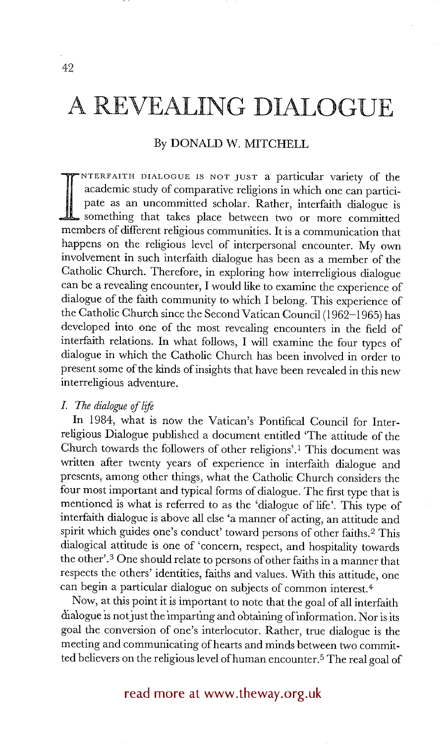# A REVEALING DIALOGUE

By DONALD W. MITCHELL

INTERFAITH DIALOGUE IS NOT JUST a particular variety of the academic study of comparative religions in which one can participate as an uncommitted scholar. Rather, interfaith dialogue is something that takes place between two or more committed members of different religious communities. It is a communication that happens on the religious level of interpersonal encounter. My own involvement in such interfaith dialogue has been as a member of the Catholic Church. Therefore, in exploring how interreligious dialogue can be a revealing encounter, I would like to examine the experience of dialogue of the faith community to which I belong. This experience of the Catholic Church since the Second Vatican Council (1962–1965) has developed into one of the most revealing encounters in the field of interfaith relations. In what follows, I will examine the four types of dialogue in which the Catholic Church has been involved in order to present some of the kinds of insights that have been revealed in this new interreligious adventure.

## *I. The dialogue of life*

In 1984, what is now the Vatican's Pontifical Council for Interreligious Dialogue published a document entitled 'The attitude of the Church towards the followers of other religions'.[1] This document was written after twenty years of experience in interfaith dialogue and presents, among other things, what the Catholic Church considers the four most important and typical forms of dialogue. The first type that is mentioned is what is referred to as the 'dialogue of life'. This type of interfaith dialogue is above all else 'a manner of acting, an attitude and spirit which guides one's conduct' toward persons of other faiths.[2] This dialogical attitude is one of 'concern, respect, and hospitality towards the other'.[3] One should relate to persons of other faiths in a manner that respects the others' identities, faiths and values. With this attitude, one can begin a particular dialogue on subjects of common interest.[4]

Now, at this point it is important to note that the goal of all interfaith dialogue is not just the imparting and obtaining of information. Nor is its goal the conversion of one's interlocutor. Rather, true dialogue is the meeting and communicating of hearts and minds between two committed believers on the religious level of human encounter.[5] The real goal of

read more at www.theway.org.uk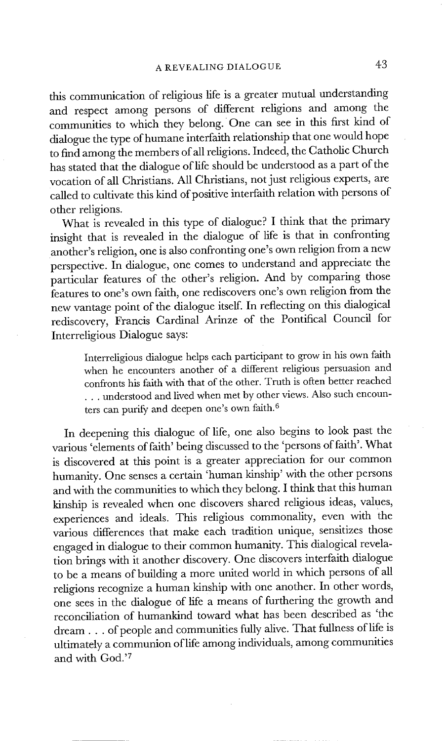this communication of religious life is a greater mutual understanding and respect among persons of different religions and among the communities to which they belong. One can see in this first kind of dialogue the type of humane interfaith relationship that one would hope to find among the members of all religions. Indeed, the Catholic Church has stated that the dialogue of life should be understood as a part of the vocation of all Christians. All Christians, not just religious experts, are called to cultivate this kind of positive interfaith relation with persons of other religions.

What is revealed in this type of dialogue? I think that the primary insight that is revealed in the dialogue of life is that in confronting another's religion, one is also confronting one's own religion from a new perspective. In dialogue, one comes to understand and appreciate the particular features of the other's religion. And by comparing those features to one's own faith, one rediscovers one's own religion from the new vantage point of the dialogue itself. In reflecting on this dialogical rediscovery, Francis Cardinal Arinze of the Pontifical Council for Interreligious Dialogue says:

> Interreligious dialogue helps each participant to grow in his own faith when he encounters another of a different religious persuasion and confronts his faith with that of the other. Truth is often better reached . . . understood and lived when met by other views. Also such encounters can purify and deepen one's own faith.[6]

In deepening this dialogue of life, one also begins to look past the various 'elements of faith' being discussed to the 'persons of faith'. What is discovered at this point is a greater appreciation for our common humanity. One senses a certain 'human kinship' with the other persons and with the communities to which they belong. I think that this human kinship is revealed when one discovers shared religious ideas, values, experiences and ideals. This religious commonality, even with the various differences that make each tradition unique, sensitizes those engaged in dialogue to their common humanity. This dialogical revelation brings with it another discovery. One discovers interfaith dialogue to be a means of building a more united world in which persons of all religions recognize a human kinship with one another. In other words, one sees in the dialogue of life a means of furthering the growth and reconciliation of humankind toward what has been described as 'the dream . . . of people and communities fully alive. That fullness of life is ultimately a communion of life among individuals, among communities and with God.'[7]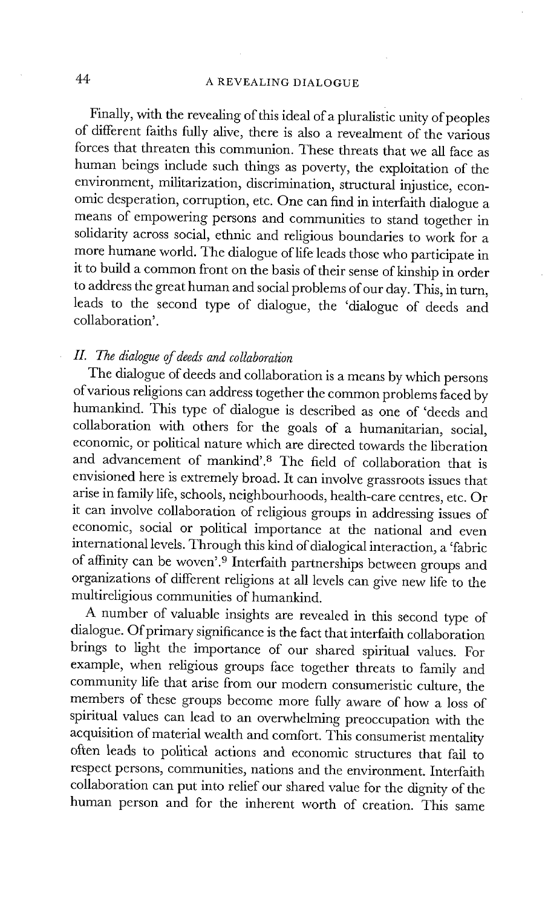Finally, with the revealing of this ideal of a pluralistic unity of peoples of different faiths fully alive, there is also a revealment of the various forces that threaten this communion. These threats that we all face as human beings include such things as poverty, the exploitation of the environment, militarization, discrimination, structural injustice, economic desperation, corruption, etc. One can find in interfaith dialogue a means of empowering persons and communities to stand together in solidarity across social, ethnic and religious boundaries to work for a more humane world. The dialogue of life leads those who participate in it to build a common front on the basis of their sense of kinship in order to address the great human and social problems of our day. This, in turn, leads to the second type of dialogue, the 'dialogue of deeds and collaboration'.

### *II. The dialogue of deeds and collaboration*

The dialogue of deeds and collaboration is a means by which persons of various religions can address together the common problems faced by humankind. This type of dialogue is described as one of 'deeds and collaboration with others for the goals of a humanitarian, social, economic, or political nature which are directed towards the liberation and advancement of mankind'.[8] The field of collaboration that is envisioned here is extremely broad. It can involve grassroots issues that arise in family life, schools, neighbourhoods, health-care centres, etc. Or it can involve collaboration of religious groups in addressing issues of economic, social or political importance at the national and even international levels. Through this kind of dialogical interaction, a 'fabric of affinity can be woven'.[9] Interfaith partnerships between groups and organizations of different religions at all levels can give new life to the multireligious communities of humankind.

A number of valuable insights are revealed in this second type of dialogue. Of primary significance is the fact that interfaith collaboration brings to light the importance of our shared spiritual values. For example, when religious groups face together threats to family and community life that arise from our modern consumeristic culture, the members of these groups become more fully aware of how a loss of spiritual values can lead to an overwhelming preoccupation with the acquisition of material wealth and comfort. This consumerist mentality often leads to political actions and economic structures that fail to respect persons, communities, nations and the environment. Interfaith collaboration can put into relief our shared value for the dignity of the human person and for the inherent worth of creation. This same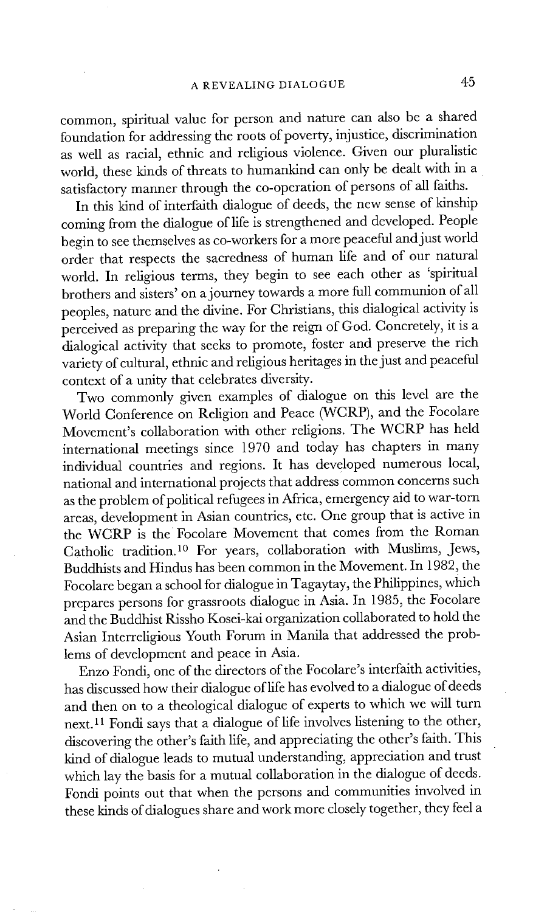common, spiritual value for person and nature can also be a shared foundation for addressing the roots of poverty, injustice, discrimination as well as racial, ethnic and religious violence. Given our pluralistic world, these kinds of threats to humankind can only be dealt with in a satisfactory manner through the co-operation of persons of all faiths.

In this kind of interfaith dialogue of deeds, the new sense of kinship coming from the dialogue of life is strengthened and developed. People begin to see themselves as co-workers for a more peaceful and just world order that respects the sacredness of human life and of our natural world. In religious terms, they begin to see each other as 'spiritual brothers and sisters' on a journey towards a more full communion of all peoples, nature and the divine. For Christians, this dialogical activity is perceived as preparing the way for the reign of God. Concretely, it is a dialogical activity that seeks to promote, foster and preserve the rich variety of cultural, ethnic and religious heritages in the just and peaceful context of a unity that celebrates diversity.

Two commonly given examples of dialogue on this level are the World Conference on Religion and Peace (WCRP), and the Focolare Movement's collaboration with other religions. The WCRP has held international meetings since 1970 and today has chapters in many individual countries and regions. It has developed numerous local, national and international projects that address common concerns such as the problem of political refugees in Africa, emergency aid to war-torn areas, development in Asian countries, etc. One group that is active in the WCRP is the Focolare Movement that comes from the Roman Catholic tradition.[10] For years, collaboration with Muslims, Jews, Buddhists and Hindus has been common in the Movement. In 1982, the Focolare began a school for dialogue in Tagaytay, the Philippines, which prepares persons for grassroots dialogue in Asia. In 1985, the Focolare and the Buddhist Rissho Kosei-kai organization collaborated to hold the Asian Interreligious Youth Forum in Manila that addressed the problems of development and peace in Asia.

Enzo Fondi, one of the directors of the Focolare's interfaith activities, has discussed how their dialogue of life has evolved to a dialogue of deeds and then on to a theological dialogue of experts to which we will turn next.[11] Fondi says that a dialogue of life involves listening to the other, discovering the other's faith life, and appreciating the other's faith. This kind of dialogue leads to mutual understanding, appreciation and trust which lay the basis for a mutual collaboration in the dialogue of deeds. Fondi points out that when the persons and communities involved in these kinds of dialogues share and work more closely together, they feel a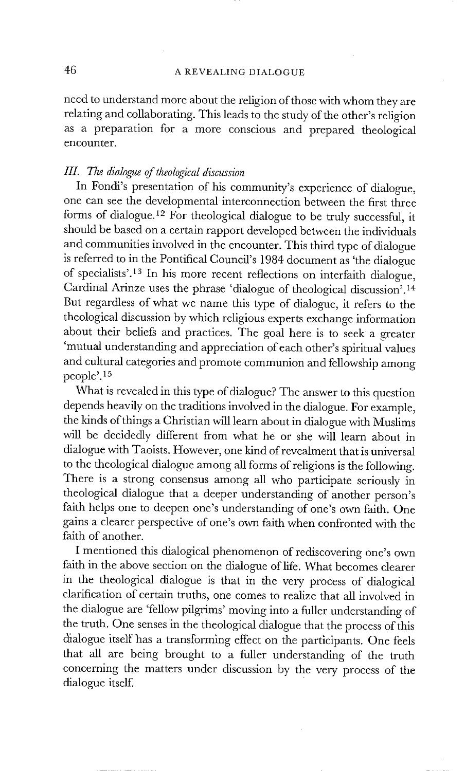need to understand more about the religion of those with whom they are relating and collaborating. This leads to the study of the other's religion as a preparation for a more conscious and prepared theological encounter.

### *III. The dialogue of theological discussion*

In Fondi's presentation of his community's experience of dialogue, one can see the developmental interconnection between the first three forms of dialogue.[12] For theological dialogue to be truly successful, it should be based on a certain rapport developed between the individuals and communities involved in the encounter. This third type of dialogue is referred to in the Pontifical Council's 1984 document as 'the dialogue of specialists'.[13] In his more recent reflections on interfaith dialogue, Cardinal Arinze uses the phrase 'dialogue of theological discussion'.[14] But regardless of what we name this type of dialogue, it refers to the theological discussion by which religious experts exchange information about their beliefs and practices. The goal here is to seek a greater 'mutual understanding and appreciation of each other's spiritual values and cultural categories and promote communion and fellowship among people'.[15]

What is revealed in this type of dialogue? The answer to this question depends heavily on the traditions involved in the dialogue. For example, the kinds of things a Christian will learn about in dialogue with Muslims will be decidedly different from what he or she will learn about in dialogue with Taoists. However, one kind of revealment that is universal to the theological dialogue among all forms of religions is the following. There is a strong consensus among all who participate seriously in theological dialogue that a deeper understanding of another person's faith helps one to deepen one's understanding of one's own faith. One gains a clearer perspective of one's own faith when confronted with the faith of another.

I mentioned this dialogical phenomenon of rediscovering one's own faith in the above section on the dialogue of life. What becomes clearer in the theological dialogue is that in the very process of dialogical clarification of certain truths, one comes to realize that all involved in the dialogue are 'fellow pilgrims' moving into a fuller understanding of the truth. One senses in the theological dialogue that the process of this dialogue itself has a transforming effect on the participants. One feels that all are being brought to a fuller understanding of the truth concerning the matters under discussion by the very process of the dialogue itself.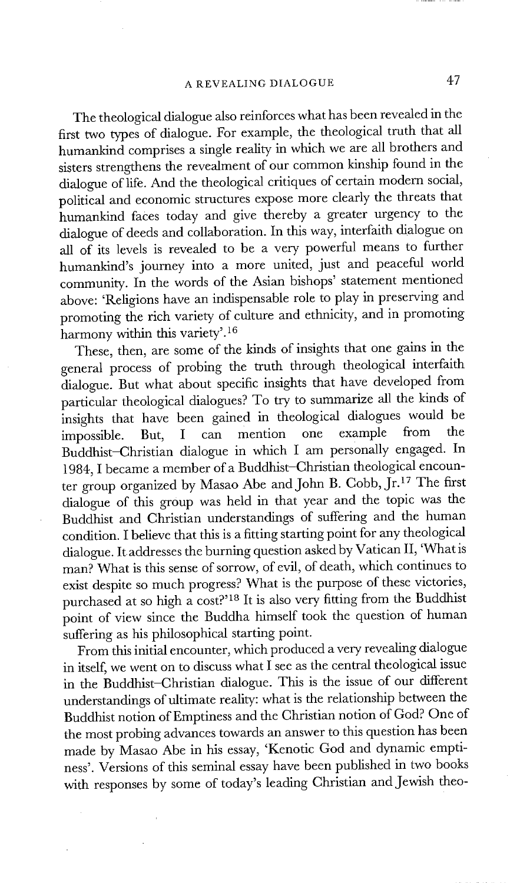The theological dialogue also reinforces what has been revealed in the first two types of dialogue. For example, the theological truth that all humankind comprises a single reality in which we are all brothers and sisters strengthens the revealment of our common kinship found in the dialogue of life. And the theological critiques of certain modern social, political and economic structures expose more clearly the threats that humankind faces today and give thereby a greater urgency to the dialogue of deeds and collaboration. In this way, interfaith dialogue on all of its levels is revealed to be a very powerful means to further humankind's journey into a more united, just and peaceful world community. In the words of the Asian bishops' statement mentioned above: 'Religions have an indispensable role to play in preserving and promoting the rich variety of culture and ethnicity, and in promoting harmony within this variety'.[16]

These, then, are some of the kinds of insights that one gains in the general process of probing the truth through theological interfaith dialogue. But what about specific insights that have developed from particular theological dialogues? To try to summarize all the kinds of insights that have been gained in theological dialogues would be impossible. But, I can mention one example from the Buddhist–Christian dialogue in which I am personally engaged. In 1984, I became a member of a Buddhist–Christian theological encounter group organized by Masao Abe and John B. Cobb, Jr.[17] The first dialogue of this group was held in that year and the topic was the Buddhist and Christian understandings of suffering and the human condition. I believe that this is a fitting starting point for any theological dialogue. It addresses the burning question asked by Vatican II, 'What is man? What is this sense of sorrow, of evil, of death, which continues to exist despite so much progress? What is the purpose of these victories, purchased at so high a cost?'[18] It is also very fitting from the Buddhist point of view since the Buddha himself took the question of human suffering as his philosophical starting point.

From this initial encounter, which produced a very revealing dialogue in itself, we went on to discuss what I see as the central theological issue in the Buddhist–Christian dialogue. This is the issue of our different understandings of ultimate reality: what is the relationship between the Buddhist notion of Emptiness and the Christian notion of God? One of the most probing advances towards an answer to this question has been made by Masao Abe in his essay, 'Kenotic God and dynamic emptiness'. Versions of this seminal essay have been published in two books with responses by some of today's leading Christian and Jewish theo-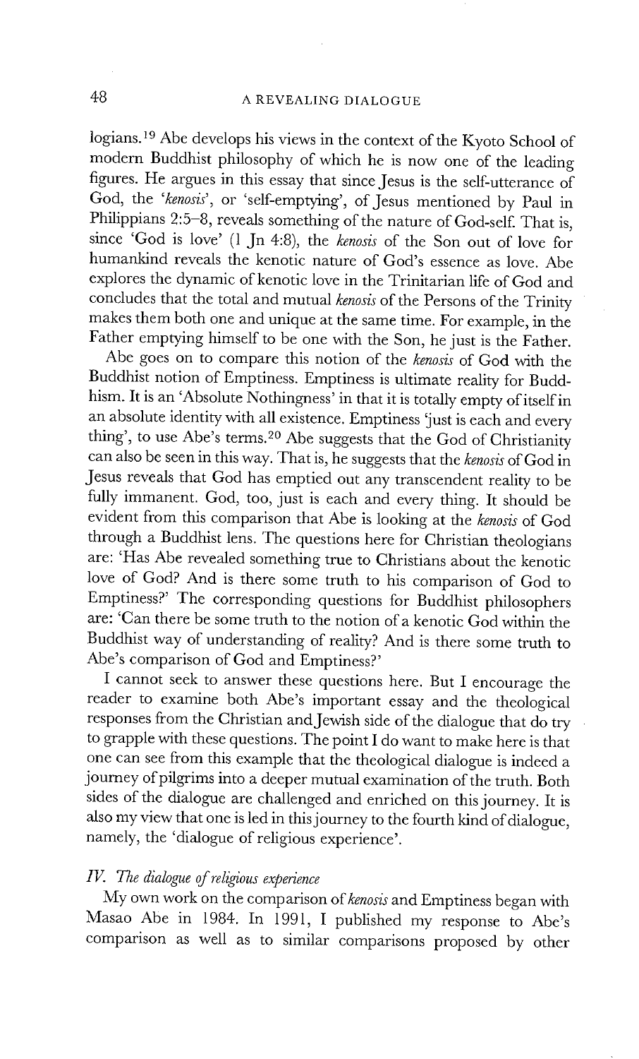logians.[19] Abe develops his views in the context of the Kyoto School of modern Buddhist philosophy of which he is now one of the leading figures. He argues in this essay that since Jesus is the self-utterance of God, the '*kenosis*', or 'self-emptying', of Jesus mentioned by Paul in Philippians 2:5–8, reveals something of the nature of God-self. That is, since 'God is love' (1 Jn 4:8), the *kenosis* of the Son out of love for humankind reveals the kenotic nature of God's essence as love. Abe explores the dynamic of kenotic love in the Trinitarian life of God and concludes that the total and mutual *kenosis* of the Persons of the Trinity makes them both one and unique at the same time. For example, in the Father emptying himself to be one with the Son, he just is the Father.

Abe goes on to compare this notion of the *kenosis* of God with the Buddhist notion of Emptiness. Emptiness is ultimate reality for Buddhism. It is an 'Absolute Nothingness' in that it is totally empty of itself in an absolute identity with all existence. Emptiness 'just is each and every thing', to use Abe's terms.[20] Abe suggests that the God of Christianity can also be seen in this way. That is, he suggests that the *kenosis* of God in Jesus reveals that God has emptied out any transcendent reality to be fully immanent. God, too, just is each and every thing. It should be evident from this comparison that Abe is looking at the *kenosis* of God through a Buddhist lens. The questions here for Christian theologians are: 'Has Abe revealed something true to Christians about the kenotic love of God? And is there some truth to his comparison of God to Emptiness?' The corresponding questions for Buddhist philosophers are: 'Can there be some truth to the notion of a kenotic God within the Buddhist way of understanding of reality? And is there some truth to Abe's comparison of God and Emptiness?'

I cannot seek to answer these questions here. But I encourage the reader to examine both Abe's important essay and the theological responses from the Christian and Jewish side of the dialogue that do try to grapple with these questions. The point I do want to make here is that one can see from this example that the theological dialogue is indeed a journey of pilgrims into a deeper mutual examination of the truth. Both sides of the dialogue are challenged and enriched on this journey. It is also my view that one is led in this journey to the fourth kind of dialogue, namely, the 'dialogue of religious experience'.

### *IV. The dialogue of religious experience*

My own work on the comparison of *kenosis* and Emptiness began with Masao Abe in 1984. In 1991, I published my response to Abe's comparison as well as to similar comparisons proposed by other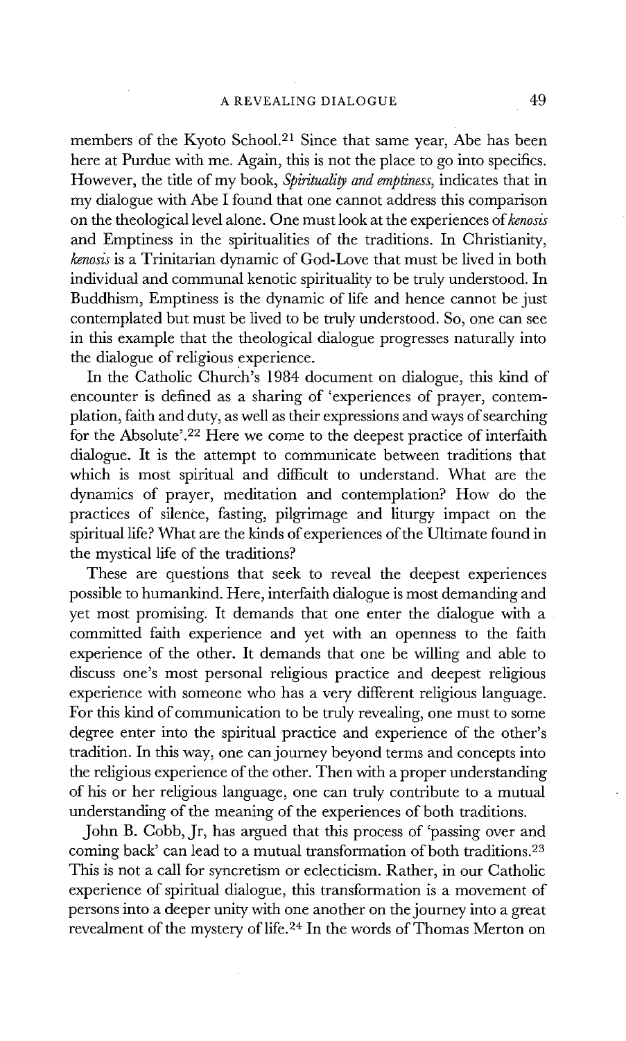members of the Kyoto School.[21] Since that same year, Abe has been here at Purdue with me. Again, this is not the place to go into specifics. However, the title of my book, *Spirituality and emptiness*, indicates that in my dialogue with Abe I found that one cannot address this comparison on the theological level alone. One must look at the experiences of *kenosis* and Emptiness in the spiritualities of the traditions. In Christianity, *kenosis* is a Trinitarian dynamic of God-Love that must be lived in both individual and communal kenotic spirituality to be truly understood. In Buddhism, Emptiness is the dynamic of life and hence cannot be just contemplated but must be lived to be truly understood. So, one can see in this example that the theological dialogue progresses naturally into the dialogue of religious experience.

In the Catholic Church's 1984 document on dialogue, this kind of encounter is defined as a sharing of 'experiences of prayer, contemplation, faith and duty, as well as their expressions and ways of searching for the Absolute'.[22] Here we come to the deepest practice of interfaith dialogue. It is the attempt to communicate between traditions that which is most spiritual and difficult to understand. What are the dynamics of prayer, meditation and contemplation? How do the practices of silence, fasting, pilgrimage and liturgy impact on the spiritual life? What are the kinds of experiences of the Ultimate found in the mystical life of the traditions?

These are questions that seek to reveal the deepest experiences possible to humankind. Here, interfaith dialogue is most demanding and yet most promising. It demands that one enter the dialogue with a committed faith experience and yet with an openness to the faith experience of the other. It demands that one be willing and able to discuss one's most personal religious practice and deepest religious experience with someone who has a very different religious language. For this kind of communication to be truly revealing, one must to some degree enter into the spiritual practice and experience of the other's tradition. In this way, one can journey beyond terms and concepts into the religious experience of the other. Then with a proper understanding of his or her religious language, one can truly contribute to a mutual understanding of the meaning of the experiences of both traditions.

John B. Cobb, Jr, has argued that this process of 'passing over and coming back' can lead to a mutual transformation of both traditions.[23] This is not a call for syncretism or eclecticism. Rather, in our Catholic experience of spiritual dialogue, this transformation is a movement of persons into a deeper unity with one another on the journey into a great revealment of the mystery of life.[24] In the words of Thomas Merton on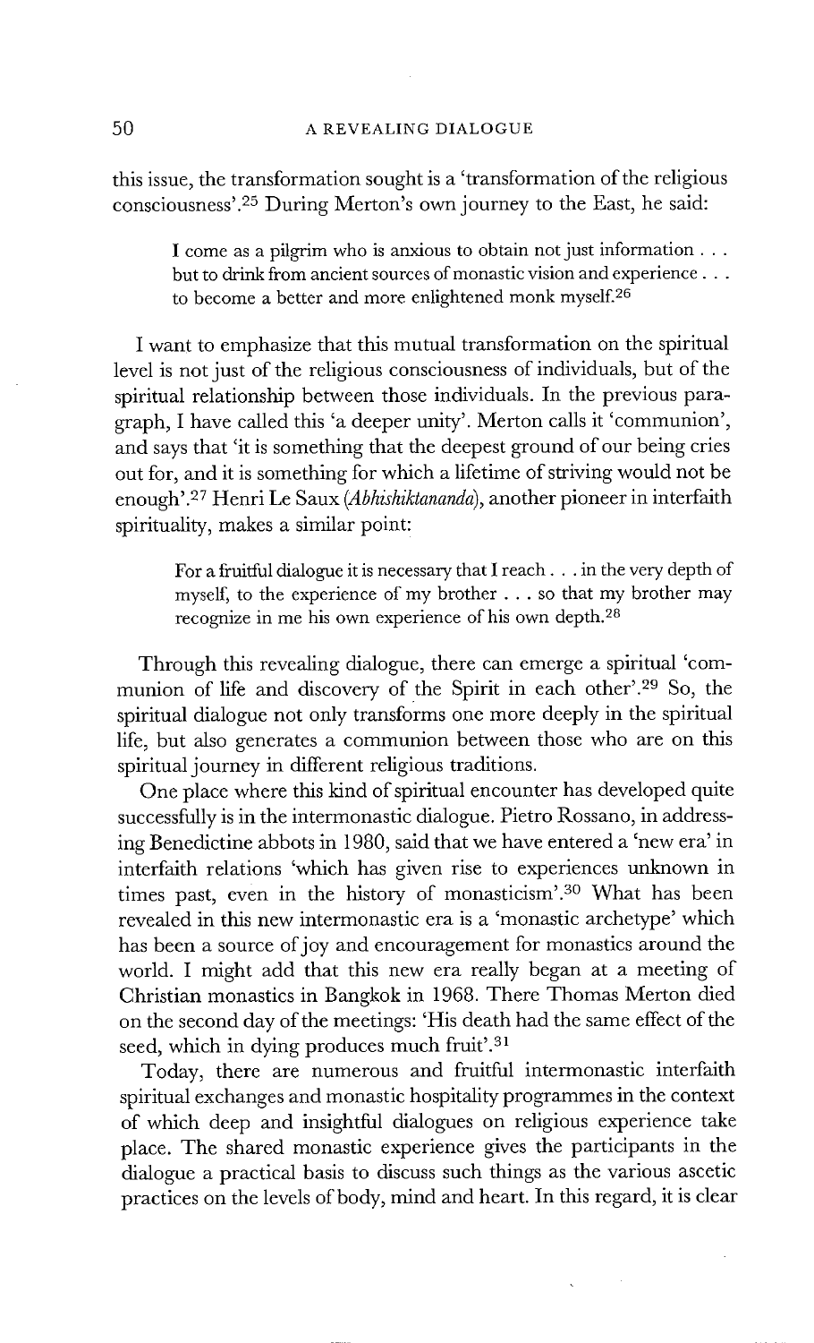this issue, the transformation sought is a 'transformation of the religious consciousness'.[25] During Merton's own journey to the East, he said:

> I come as a pilgrim who is anxious to obtain not just information . . . but to drink from ancient sources of monastic vision and experience . . . to become a better and more enlightened monk myself.[26]

I want to emphasize that this mutual transformation on the spiritual level is not just of the religious consciousness of individuals, but of the spiritual relationship between those individuals. In the previous paragraph, I have called this 'a deeper unity'. Merton calls it 'communion', and says that 'it is something that the deepest ground of our being cries out for, and it is something for which a lifetime of striving would not be enough'.[27] Henri Le Saux (*Abhishiktananda*), another pioneer in interfaith spirituality, makes a similar point:

> For a fruitful dialogue it is necessary that I reach . . . in the very depth of myself, to the experience of my brother . . . so that my brother may recognize in me his own experience of his own depth.[28]

Through this revealing dialogue, there can emerge a spiritual 'communion of life and discovery of the Spirit in each other'.[29] So, the spiritual dialogue not only transforms one more deeply in the spiritual life, but also generates a communion between those who are on this spiritual journey in different religious traditions.

One place where this kind of spiritual encounter has developed quite successfully is in the intermonastic dialogue. Pietro Rossano, in addressing Benedictine abbots in 1980, said that we have entered a 'new era' in interfaith relations 'which has given rise to experiences unknown in times past, even in the history of monasticism'.[30] What has been revealed in this new intermonastic era is a 'monastic archetype' which has been a source of joy and encouragement for monastics around the world. I might add that this new era really began at a meeting of Christian monastics in Bangkok in 1968. There Thomas Merton died on the second day of the meetings: 'His death had the same effect of the seed, which in dying produces much fruit'.[31]

Today, there are numerous and fruitful intermonastic interfaith spiritual exchanges and monastic hospitality programmes in the context of which deep and insightful dialogues on religious experience take place. The shared monastic experience gives the participants in the dialogue a practical basis to discuss such things as the various ascetic practices on the levels of body, mind and heart. In this regard, it is clear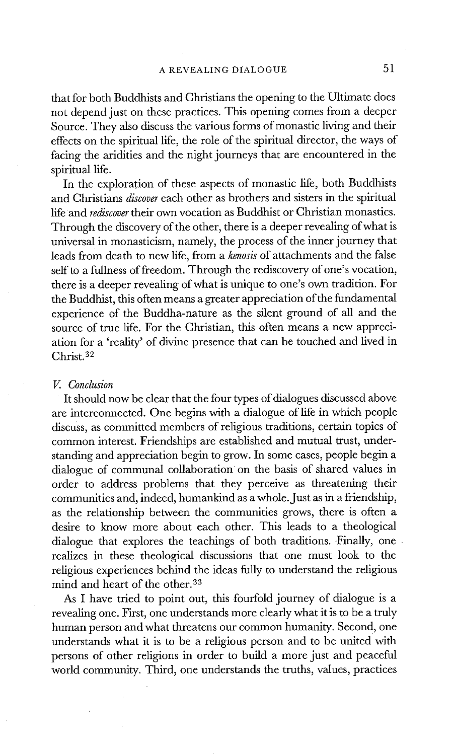that for both Buddhists and Christians the opening to the Ultimate does not depend just on these practices. This opening comes from a deeper Source. They also discuss the various forms of monastic living and their effects on the spiritual life, the role of the spiritual director, the ways of facing the aridities and the night journeys that are encountered in the spiritual life.

In the exploration of these aspects of monastic life, both Buddhists and Christians *discover* each other as brothers and sisters in the spiritual life and *rediscover* their own vocation as Buddhist or Christian monastics. Through the discovery of the other, there is a deeper revealing of what is universal in monasticism, namely, the process of the inner journey that leads from death to new life, from a *kenosis* of attachments and the false self to a fullness of freedom. Through the rediscovery of one's vocation, there is a deeper revealing of what is unique to one's own tradition. For the Buddhist, this often means a greater appreciation of the fundamental experience of the Buddha-nature as the silent ground of all and the source of true life. For the Christian, this often means a new appreciation for a 'reality' of divine presence that can be touched and lived in Christ.[32]

### *V. Conclusion*

It should now be clear that the four types of dialogues discussed above are interconnected. One begins with a dialogue of life in which people discuss, as committed members of religious traditions, certain topics of common interest. Friendships are established and mutual trust, understanding and appreciation begin to grow. In some cases, people begin a dialogue of communal collaboration on the basis of shared values in order to address problems that they perceive as threatening their communities and, indeed, humankind as a whole. Just as in a friendship, as the relationship between the communities grows, there is often a desire to know more about each other. This leads to a theological dialogue that explores the teachings of both traditions. Finally, one realizes in these theological discussions that one must look to the religious experiences behind the ideas fully to understand the religious mind and heart of the other.[33]

As I have tried to point out, this fourfold journey of dialogue is a revealing one. First, one understands more clearly what it is to be a truly human person and what threatens our common humanity. Second, one understands what it is to be a religious person and to be united with persons of other religions in order to build a more just and peaceful world community. Third, one understands the truths, values, practices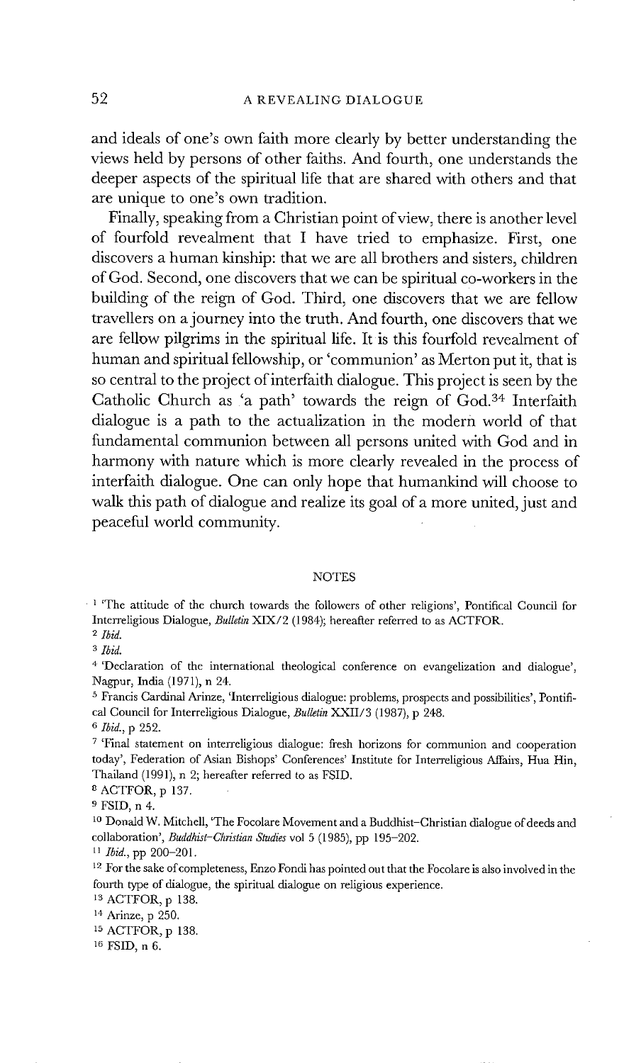and ideals of one's own faith more clearly by better understanding the views held by persons of other faiths. And fourth, one understands the deeper aspects of the spiritual life that are shared with others and that are unique to one's own tradition.

Finally, speaking from a Christian point of view, there is another level of fourfold revealment that I have tried to emphasize. First, one discovers a human kinship: that we are all brothers and sisters, children of God. Second, one discovers that we can be spiritual co-workers in the building of the reign of God. Third, one discovers that we are fellow travellers on a journey into the truth. And fourth, one discovers that we are fellow pilgrims in the spiritual life. It is this fourfold revealment of human and spiritual fellowship, or 'communion' as Merton put it, that is so central to the project of interfaith dialogue. This project is seen by the Catholic Church as 'a path' towards the reign of God.[34] Interfaith dialogue is a path to the actualization in the modern world of that fundamental communion between all persons united with God and in harmony with nature which is more clearly revealed in the process of interfaith dialogue. One can only hope that humankind will choose to walk this path of dialogue and realize its goal of a more united, just and peaceful world community.

## NOTES

[1] 'The attitude of the church towards the followers of other religions', Pontifical Council for Interreligious Dialogue, *Bulletin* XIX/2 (1984); hereafter referred to as ACTFOR.

[2] *Ibid.*

[3] *Ibid.*

[4] 'Declaration of the international theological conference on evangelization and dialogue', Nagpur, India (1971), n 24.

[5] Francis Cardinal Arinze, 'Interreligious dialogue: problems, prospects and possibilities', Pontifical Council for Interreligious Dialogue, *Bulletin* XXII/3 (1987), p 248.

[6] *Ibid.*, p 252.

[7] 'Final statement on interreligious dialogue: fresh horizons for communion and cooperation today', Federation of Asian Bishops' Conferences' Institute for Interreligious Affairs, Hua Hin, Thailand (1991), n 2; hereafter referred to as FSID.

[8] ACTFOR, p 137.

[9] FSID, n 4.

[10] Donald W. Mitchell, 'The Focolare Movement and a Buddhist–Christian dialogue of deeds and collaboration', *Buddhist–Christian Studies* vol 5 (1985), pp 195–202.

[11] *Ibid.*, pp 200–201.

[12] For the sake of completeness, Enzo Fondi has pointed out that the Focolare is also involved in the fourth type of dialogue, the spiritual dialogue on religious experience.

[13] ACTFOR, p 138.

[14] Arinze, p 250.

[15] ACTFOR, p 138.

[16] FSID, n 6.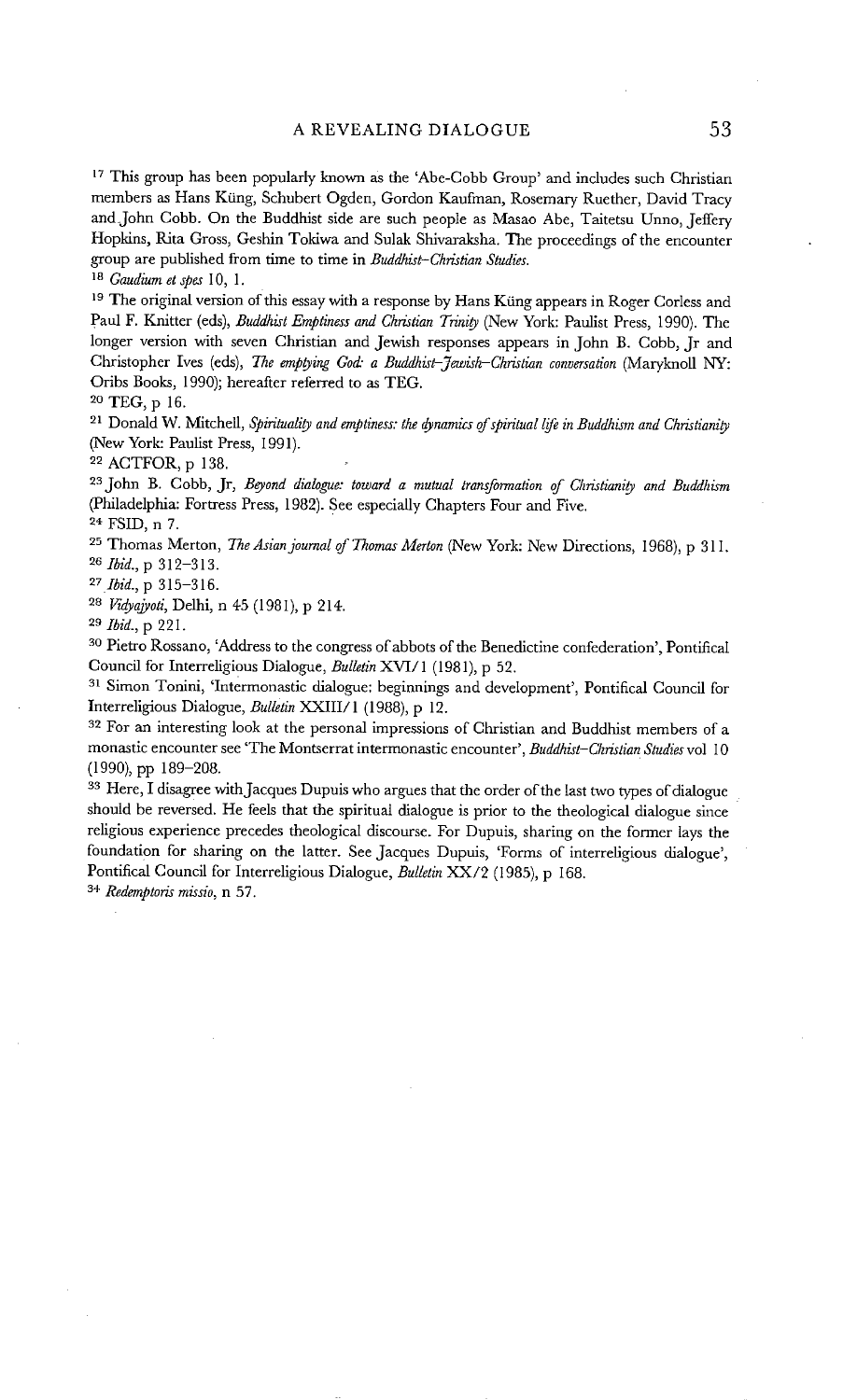[17] This group has been popularly known as the 'Abe-Cobb Group' and includes such Christian members as Hans Küng, Schubert Ogden, Gordon Kaufman, Rosemary Ruether, David Tracy and John Cobb. On the Buddhist side are such people as Masao Abe, Taitetsu Unno, Jeffery Hopkins, Rita Gross, Geshin Tokiwa and Sulak Shivaraksha. The proceedings of the encounter group are published from time to time in *Buddhist-Christian Studies*.

[18] *Gaudium et spes* 10, 1.

[19] The original version of this essay with a response by Hans Küng appears in Roger Corless and Paul F. Knitter (eds), *Buddhist Emptiness and Christian Trinity* (New York: Paulist Press, 1990). The longer version with seven Christian and Jewish responses appears in John B. Cobb, Jr and Christopher Ives (eds), *The emptying God: a Buddhist–Jewish–Christian conversation* (Maryknoll NY: Oribs Books, 1990); hereafter referred to as TEG.

[20] TEG, p 16.

[21] Donald W. Mitchell, *Spirituality and emptiness: the dynamics of spiritual life in Buddhism and Christianity* (New York: Paulist Press, 1991).

[22] ACTFOR, p 138.

[23] John B. Cobb, Jr, *Beyond dialogue: toward a mutual transformation of Christianity and Buddhism* (Philadelphia: Fortress Press, 1982). See especially Chapters Four and Five.

[24] FSID, n 7.

[25] Thomas Merton, *The Asian journal of Thomas Merton* (New York: New Directions, 1968), p 311.

[26] *Ibid.*, p 312–313.

[27] *Ibid.*, p 315–316.

[28] *Vidyajyoti*, Delhi, n 45 (1981), p 214.

[29] *Ibid.*, p 221.

[30] Pietro Rossano, 'Address to the congress of abbots of the Benedictine confederation', Pontifical Council for Interreligious Dialogue, *Bulletin* XVI/1 (1981), p 52.

[31] Simon Tonini, 'Intermonastic dialogue: beginnings and development', Pontifical Council for Interreligious Dialogue, *Bulletin* XXIII/1 (1988), p 12.

[32] For an interesting look at the personal impressions of Christian and Buddhist members of a monastic encounter see 'The Montserrat intermonastic encounter', *Buddhist–Christian Studies* vol 10 (1990), pp 189–208.

[33] Here, I disagree with Jacques Dupuis who argues that the order of the last two types of dialogue should be reversed. He feels that the spiritual dialogue is prior to the theological dialogue since religious experience precedes theological discourse. For Dupuis, sharing on the former lays the foundation for sharing on the latter. See Jacques Dupuis, 'Forms of interreligious dialogue', Pontifical Council for Interreligious Dialogue, *Bulletin* XX/2 (1985), p 168.

[34] *Redemptoris missio*, n 57.